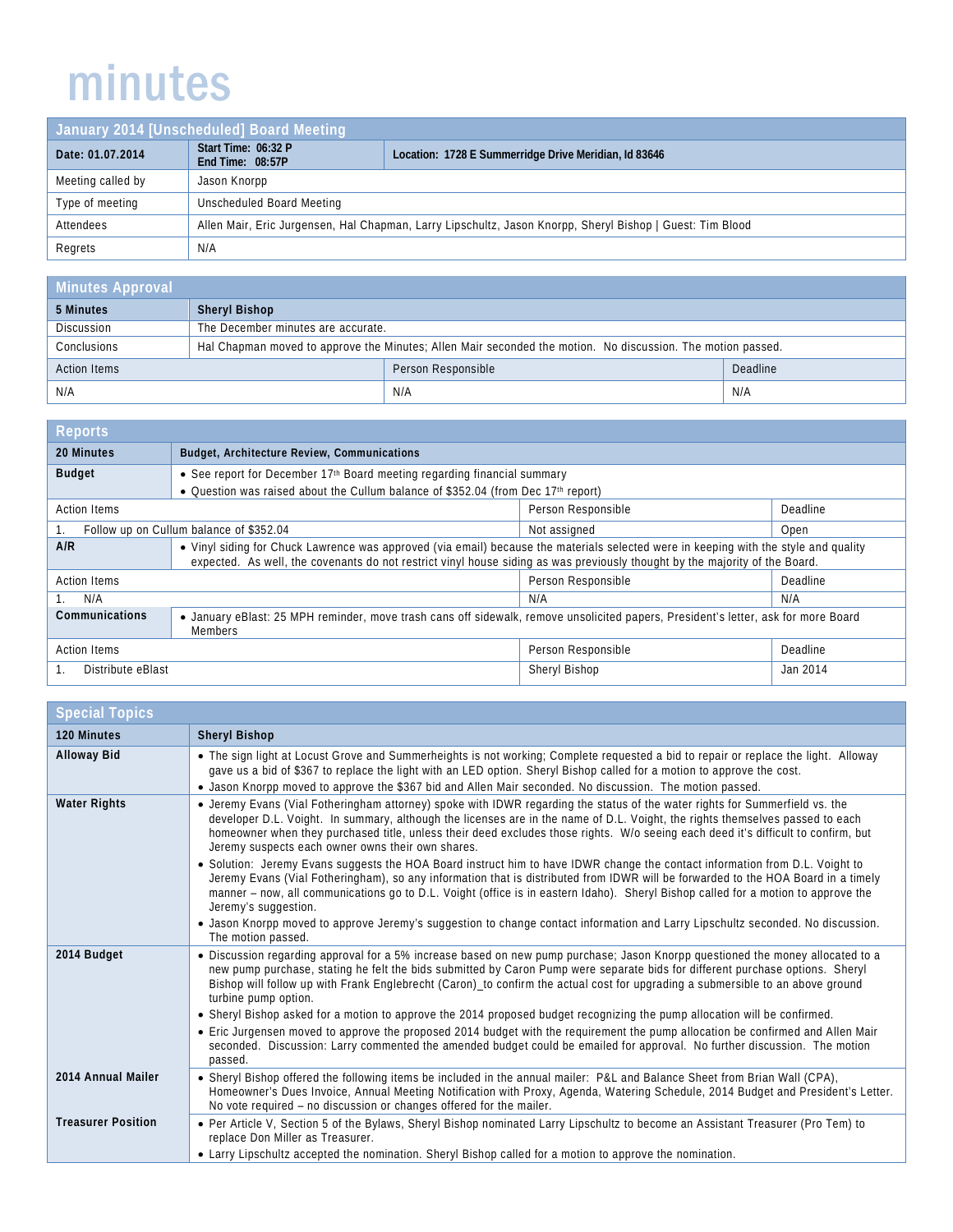# minutes

| January 2014 [Unscheduled] Board Meeting | | |
|---|---|---|
| **Date: 01.07.2014** | **Start Time: 06:32 P**<br>**End Time: 08:57P** | **Location: 1728 E Summerridge Drive Meridian, Id 83646** |
| Meeting called by | Jason Knorpp | |
| Type of meeting | Unscheduled Board Meeting | |
| Attendees | Allen Mair, Eric Jurgensen, Hal Chapman, Larry Lipschultz, Jason Knorpp, Sheryl Bishop \| Guest: Tim Blood | |
| Regrets | N/A | |

| Minutes Approval | | | |
|---|---|---|---|
| **5 Minutes** | **Sheryl Bishop** | | |
| Discussion | The December minutes are accurate. | | |
| Conclusions | Hal Chapman moved to approve the Minutes; Allen Mair seconded the motion. No discussion. The motion passed. | | |
| Action Items | | Person Responsible | Deadline |
| N/A | | N/A | N/A |

| Reports | | | |
|---|---|---|---|
| **20 Minutes** | **Budget, Architecture Review, Communications** | | |
| **Budget** | • See report for December 17th Board meeting regarding financial summary<br>• Question was raised about the Cullum balance of $352.04 (from Dec 17th report) | | |
| Action Items | | Person Responsible | Deadline |
| 1. Follow up on Cullum balance of $352.04 | | Not assigned | Open |
| **A/R** | • Vinyl siding for Chuck Lawrence was approved (via email) because the materials selected were in keeping with the style and quality expected. As well, the covenants do not restrict vinyl house siding as was previously thought by the majority of the Board. | | |
| Action Items | | Person Responsible | Deadline |
| 1. N/A | | N/A | N/A |
| **Communications** | • January eBlast: 25 MPH reminder, move trash cans off sidewalk, remove unsolicited papers, President's letter, ask for more Board Members | | |
| Action Items | | Person Responsible | Deadline |
| 1. Distribute eBlast | | Sheryl Bishop | Jan 2014 |

| Special Topics | |
|---|---|
| **120 Minutes** | **Sheryl Bishop** |
| **Alloway Bid** | • The sign light at Locust Grove and Summerheights is not working; Complete requested a bid to repair or replace the light. Alloway gave us a bid of $367 to replace the light with an LED option. Sheryl Bishop called for a motion to approve the cost.<br>• Jason Knorpp moved to approve the $367 bid and Allen Mair seconded. No discussion. The motion passed. |
| **Water Rights** | • Jeremy Evans (Vial Fotheringham attorney) spoke with IDWR regarding the status of the water rights for Summerfield vs. the developer D.L. Voight. In summary, although the licenses are in the name of D.L. Voight, the rights themselves passed to each homeowner when they purchased title, unless their deed excludes those rights. W/o seeing each deed it's difficult to confirm, but Jeremy suspects each owner owns their own shares.<br>• Solution: Jeremy Evans suggests the HOA Board instruct him to have IDWR change the contact information from D.L. Voight to Jeremy Evans (Vial Fotheringham), so any information that is distributed from IDWR will be forwarded to the HOA Board in a timely manner – now, all communications go to D.L. Voight (office is in eastern Idaho). Sheryl Bishop called for a motion to approve the Jeremy's suggestion.<br>• Jason Knorpp moved to approve Jeremy's suggestion to change contact information and Larry Lipschultz seconded. No discussion. The motion passed. |
| **2014 Budget** | • Discussion regarding approval for a 5% increase based on new pump purchase; Jason Knorpp questioned the money allocated to a new pump purchase, stating he felt the bids submitted by Caron Pump were separate bids for different purchase options. Sheryl Bishop will follow up with Frank Englebrecht (Caron)_to confirm the actual cost for upgrading a submersible to an above ground turbine pump option.<br>• Sheryl Bishop asked for a motion to approve the 2014 proposed budget recognizing the pump allocation will be confirmed.<br>• Eric Jurgensen moved to approve the proposed 2014 budget with the requirement the pump allocation be confirmed and Allen Mair seconded. Discussion: Larry commented the amended budget could be emailed for approval. No further discussion. The motion passed. |
| **2014 Annual Mailer** | • Sheryl Bishop offered the following items be included in the annual mailer: P&L and Balance Sheet from Brian Wall (CPA), Homeowner's Dues Invoice, Annual Meeting Notification with Proxy, Agenda, Watering Schedule, 2014 Budget and President's Letter. No vote required – no discussion or changes offered for the mailer. |
| **Treasurer Position** | • Per Article V, Section 5 of the Bylaws, Sheryl Bishop nominated Larry Lipschultz to become an Assistant Treasurer (Pro Tem) to replace Don Miller as Treasurer.<br>• Larry Lipschultz accepted the nomination. Sheryl Bishop called for a motion to approve the nomination. |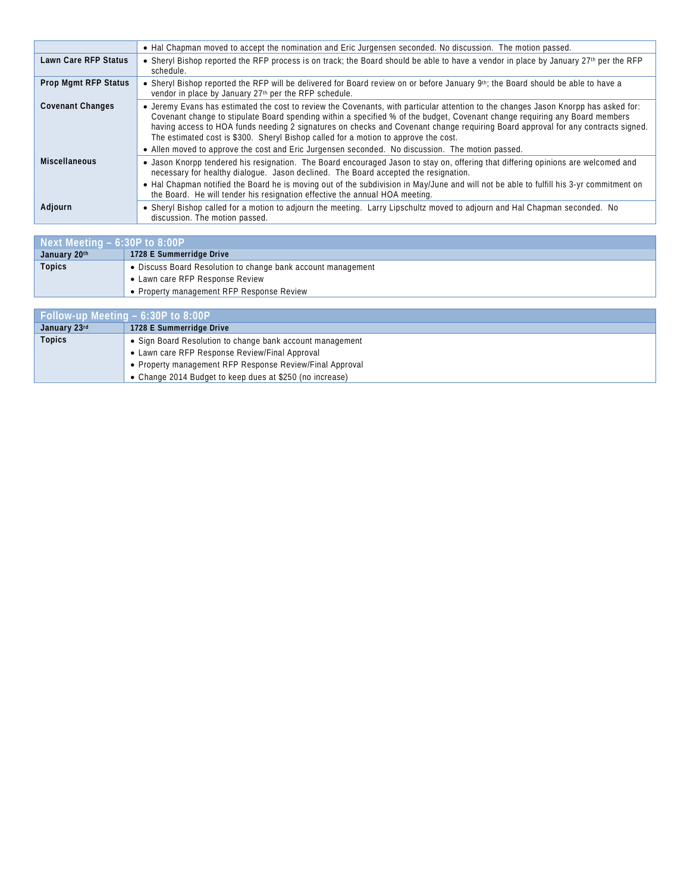| | |
|---|---|
| | • Hal Chapman moved to accept the nomination and Eric Jurgensen seconded. No discussion. The motion passed. |
| **Lawn Care RFP Status** | • Sheryl Bishop reported the RFP process is on track; the Board should be able to have a vendor in place by January 27th per the RFP schedule. |
| **Prop Mgmt RFP Status** | • Sheryl Bishop reported the RFP will be delivered for Board review on or before January 9th; the Board should be able to have a vendor in place by January 27th per the RFP schedule. |
| **Covenant Changes** | • Jeremy Evans has estimated the cost to review the Covenants, with particular attention to the changes Jason Knorpp has asked for: Covenant change to stipulate Board spending within a specified % of the budget, Covenant change requiring any Board members having access to HOA funds needing 2 signatures on checks and Covenant change requiring Board approval for any contracts signed. The estimated cost is $300. Sheryl Bishop called for a motion to approve the cost.<br>• Allen moved to approve the cost and Eric Jurgensen seconded. No discussion. The motion passed. |
| **Miscellaneous** | • Jason Knorpp tendered his resignation. The Board encouraged Jason to stay on, offering that differing opinions are welcomed and necessary for healthy dialogue. Jason declined. The Board accepted the resignation.<br>• Hal Chapman notified the Board he is moving out of the subdivision in May/June and will not be able to fulfill his 3-yr commitment on the Board. He will tender his resignation effective the annual HOA meeting. |
| **Adjourn** | • Sheryl Bishop called for a motion to adjourn the meeting. Larry Lipschultz moved to adjourn and Hal Chapman seconded. No discussion. The motion passed. |

## Next Meeting – 6:30P to 8:00P

| January 20th | 1728 E Summerridge Drive |
|---|---|
| **Topics** | • Discuss Board Resolution to change bank account management<br>• Lawn care RFP Response Review<br>• Property management RFP Response Review |

## Follow-up Meeting – 6:30P to 8:00P

| January 23rd | 1728 E Summerridge Drive |
|---|---|
| **Topics** | • Sign Board Resolution to change bank account management<br>• Lawn care RFP Response Review/Final Approval<br>• Property management RFP Response Review/Final Approval<br>• Change 2014 Budget to keep dues at $250 (no increase) |